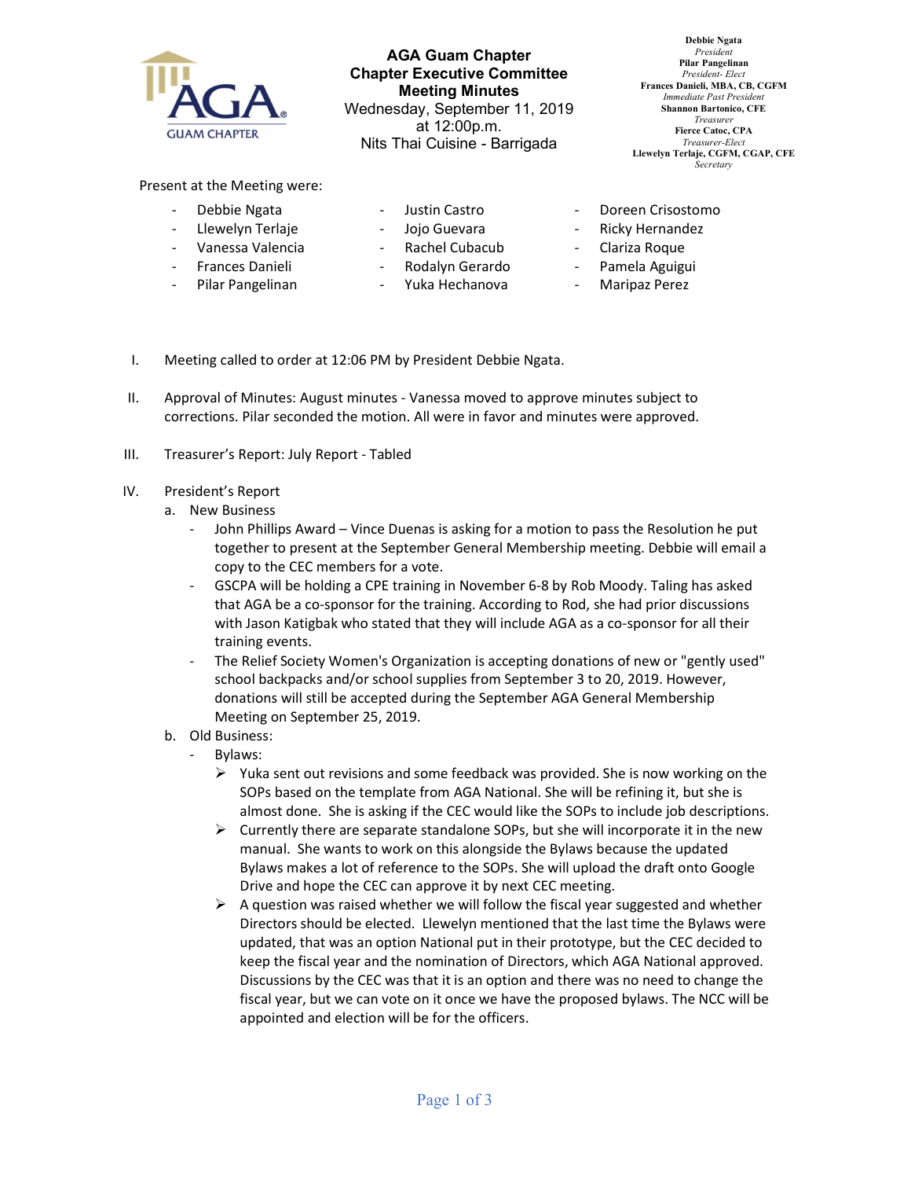# AGA Guam Chapter
## Chapter Executive Committee
## Meeting Minutes

Wednesday, September 11, 2019
at 12:00p.m.
Nits Thai Cuisine - Barrigada

**Debbie Ngata**
*President*
**Pilar Pangelinan**
*President- Elect*
**Frances Danieli, MBA, CB, CGFM**
*Immediate Past President*
**Shannon Bartonico, CFE**
*Treasurer*
**Fierce Catoc, CPA**
*Treasurer-Elect*
**Llewelyn Terlaje, CGFM, CGAP, CFE**
*Secretary*

Present at the Meeting were:

- Debbie Ngata
- Llewelyn Terlaje
- Vanessa Valencia
- Frances Danieli
- Pilar Pangelinan
- Justin Castro
- Jojo Guevara
- Rachel Cubacub
- Rodalyn Gerardo
- Yuka Hechanova
- Doreen Crisostomo
- Ricky Hernandez
- Clariza Roque
- Pamela Aguigui
- Maripaz Perez

I. Meeting called to order at 12:06 PM by President Debbie Ngata.

II. Approval of Minutes: August minutes - Vanessa moved to approve minutes subject to corrections. Pilar seconded the motion. All were in favor and minutes were approved.

III. Treasurer's Report: July Report - Tabled

IV. President's Report
   a. New Business
      - John Phillips Award – Vince Duenas is asking for a motion to pass the Resolution he put together to present at the September General Membership meeting. Debbie will email a copy to the CEC members for a vote.
      - GSCPA will be holding a CPE training in November 6-8 by Rob Moody. Taling has asked that AGA be a co-sponsor for the training. According to Rod, she had prior discussions with Jason Katigbak who stated that they will include AGA as a co-sponsor for all their training events.
      - The Relief Society Women's Organization is accepting donations of new or "gently used" school backpacks and/or school supplies from September 3 to 20, 2019. However, donations will still be accepted during the September AGA General Membership Meeting on September 25, 2019.
   b. Old Business:
      - Bylaws:
         - ➢ Yuka sent out revisions and some feedback was provided. She is now working on the SOPs based on the template from AGA National. She will be refining it, but she is almost done. She is asking if the CEC would like the SOPs to include job descriptions.
         - ➢ Currently there are separate standalone SOPs, but she will incorporate it in the new manual. She wants to work on this alongside the Bylaws because the updated Bylaws makes a lot of reference to the SOPs. She will upload the draft onto Google Drive and hope the CEC can approve it by next CEC meeting.
         - ➢ A question was raised whether we will follow the fiscal year suggested and whether Directors should be elected. Llewelyn mentioned that the last time the Bylaws were updated, that was an option National put in their prototype, but the CEC decided to keep the fiscal year and the nomination of Directors, which AGA National approved. Discussions by the CEC was that it is an option and there was no need to change the fiscal year, but we can vote on it once we have the proposed bylaws. The NCC will be appointed and election will be for the officers.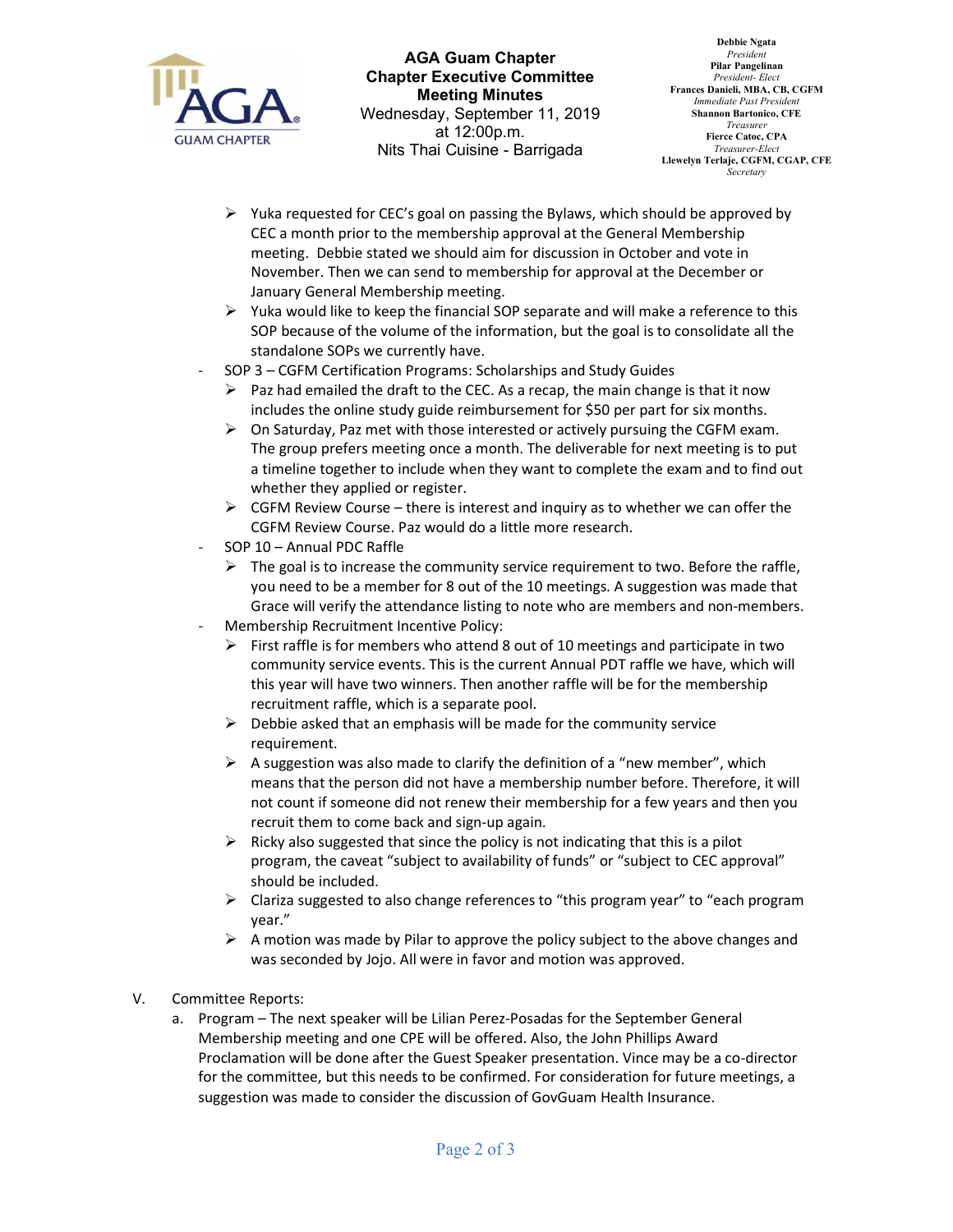- Yuka requested for CEC's goal on passing the Bylaws, which should be approved by CEC a month prior to the membership approval at the General Membership meeting. Debbie stated we should aim for discussion in October and vote in November. Then we can send to membership for approval at the December or January General Membership meeting.
- Yuka would like to keep the financial SOP separate and will make a reference to this SOP because of the volume of the information, but the goal is to consolidate all the standalone SOPs we currently have.

- SOP 3 – CGFM Certification Programs: Scholarships and Study Guides
  - Paz had emailed the draft to the CEC. As a recap, the main change is that it now includes the online study guide reimbursement for $50 per part for six months.
  - On Saturday, Paz met with those interested or actively pursuing the CGFM exam. The group prefers meeting once a month. The deliverable for next meeting is to put a timeline together to include when they want to complete the exam and to find out whether they applied or register.
  - CGFM Review Course – there is interest and inquiry as to whether we can offer the CGFM Review Course. Paz would do a little more research.
- SOP 10 – Annual PDC Raffle
  - The goal is to increase the community service requirement to two. Before the raffle, you need to be a member for 8 out of the 10 meetings. A suggestion was made that Grace will verify the attendance listing to note who are members and non-members.
- Membership Recruitment Incentive Policy:
  - First raffle is for members who attend 8 out of 10 meetings and participate in two community service events. This is the current Annual PDT raffle we have, which will this year will have two winners. Then another raffle will be for the membership recruitment raffle, which is a separate pool.
  - Debbie asked that an emphasis will be made for the community service requirement.
  - A suggestion was also made to clarify the definition of a "new member", which means that the person did not have a membership number before. Therefore, it will not count if someone did not renew their membership for a few years and then you recruit them to come back and sign-up again.
  - Ricky also suggested that since the policy is not indicating that this is a pilot program, the caveat "subject to availability of funds" or "subject to CEC approval" should be included.
  - Clariza suggested to also change references to "this program year" to "each program year."
  - A motion was made by Pilar to approve the policy subject to the above changes and was seconded by Jojo. All were in favor and motion was approved.

V. Committee Reports:

a. Program – The next speaker will be Lilian Perez-Posadas for the September General Membership meeting and one CPE will be offered. Also, the John Phillips Award Proclamation will be done after the Guest Speaker presentation. Vince may be a co-director for the committee, but this needs to be confirmed. For consideration for future meetings, a suggestion was made to consider the discussion of GovGuam Health Insurance.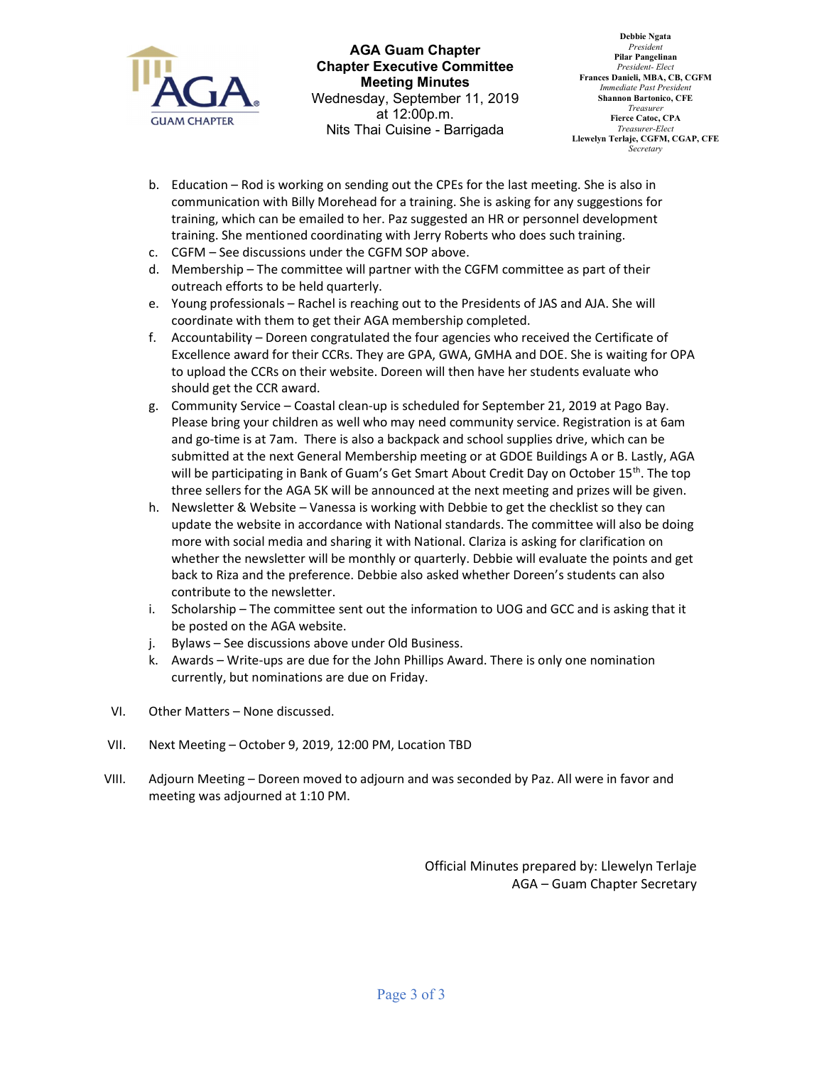**AGA Guam Chapter**
**Chapter Executive Committee**
**Meeting Minutes**
Wednesday, September 11, 2019
at 12:00p.m.
Nits Thai Cuisine - Barrigada

**Debbie Ngata**
*President*
**Pilar Pangelinan**
*President- Elect*
**Frances Danieli, MBA, CB, CGFM**
*Immediate Past President*
**Shannon Bartonico, CFE**
*Treasurer*
**Fierce Catoc, CPA**
*Treasurer-Elect*
**Llewelyn Terlaje, CGFM, CGAP, CFE**
*Secretary*

b. Education – Rod is working on sending out the CPEs for the last meeting. She is also in communication with Billy Morehead for a training. She is asking for any suggestions for training, which can be emailed to her. Paz suggested an HR or personnel development training. She mentioned coordinating with Jerry Roberts who does such training.
c. CGFM – See discussions under the CGFM SOP above.
d. Membership – The committee will partner with the CGFM committee as part of their outreach efforts to be held quarterly.
e. Young professionals – Rachel is reaching out to the Presidents of JAS and AJA. She will coordinate with them to get their AGA membership completed.
f. Accountability – Doreen congratulated the four agencies who received the Certificate of Excellence award for their CCRs. They are GPA, GWA, GMHA and DOE. She is waiting for OPA to upload the CCRs on their website. Doreen will then have her students evaluate who should get the CCR award.
g. Community Service – Coastal clean-up is scheduled for September 21, 2019 at Pago Bay. Please bring your children as well who may need community service. Registration is at 6am and go-time is at 7am. There is also a backpack and school supplies drive, which can be submitted at the next General Membership meeting or at GDOE Buildings A or B. Lastly, AGA will be participating in Bank of Guam's Get Smart About Credit Day on October 15th. The top three sellers for the AGA 5K will be announced at the next meeting and prizes will be given.
h. Newsletter & Website – Vanessa is working with Debbie to get the checklist so they can update the website in accordance with National standards. The committee will also be doing more with social media and sharing it with National. Clariza is asking for clarification on whether the newsletter will be monthly or quarterly. Debbie will evaluate the points and get back to Riza and the preference. Debbie also asked whether Doreen's students can also contribute to the newsletter.
i. Scholarship – The committee sent out the information to UOG and GCC and is asking that it be posted on the AGA website.
j. Bylaws – See discussions above under Old Business.
k. Awards – Write-ups are due for the John Phillips Award. There is only one nomination currently, but nominations are due on Friday.

VI. Other Matters – None discussed.

VII. Next Meeting – October 9, 2019, 12:00 PM, Location TBD

VIII. Adjourn Meeting – Doreen moved to adjourn and was seconded by Paz. All were in favor and meeting was adjourned at 1:10 PM.

Official Minutes prepared by: Llewelyn Terlaje
AGA – Guam Chapter Secretary